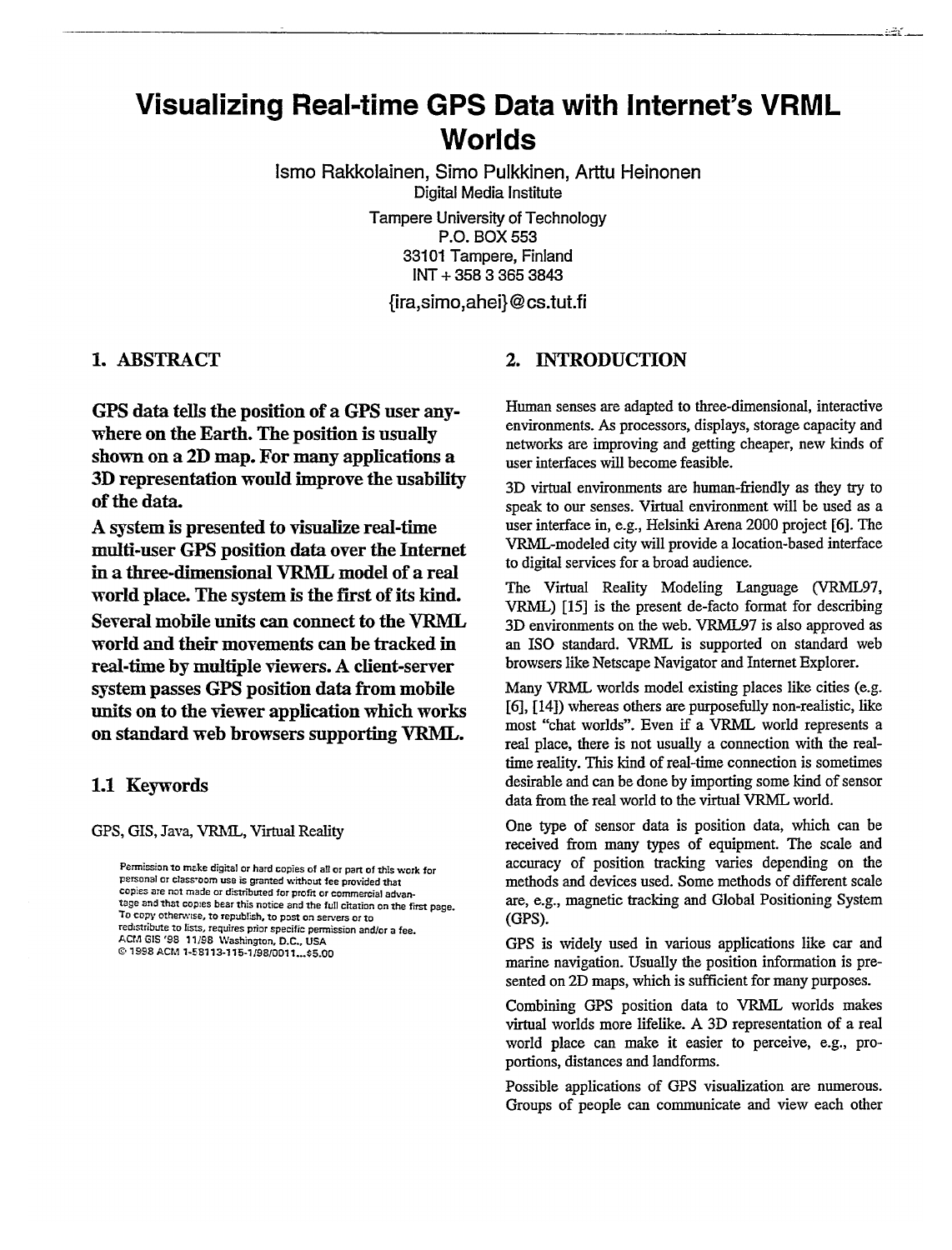# Visualizing Real-time GPS Data with Internet's VRML Worlds

Ismo Rakkolainen, Simo Pulkkinen, Arttu Heinonen
Digital Media Institute
Tampere University of Technology
P.O. BOX 553
33101 Tampere, Finland
INT + 358 3 365 3843

{ira,simo,ahei}@cs.tut.fi

## 1. ABSTRACT

**GPS data tells the position of a GPS user anywhere on the Earth. The position is usually shown on a 2D map. For many applications a 3D representation would improve the usability of the data.**

**A system is presented to visualize real-time multi-user GPS position data over the Internet in a three-dimensional VRML model of a real world place. The system is the first of its kind. Several mobile units can connect to the VRML world and their movements can be tracked in real-time by multiple viewers. A client-server system passes GPS position data from mobile units on to the viewer application which works on standard web browsers supporting VRML.**

### 1.1 Keywords

GPS, GIS, Java, VRML, Virtual Reality

Permission to make digital or hard copies of all or part of this work for personal or classroom use is granted without fee provided that copies are not made or distributed for profit or commercial advantage and that copies bear this notice and the full citation on the first page. To copy otherwise, to republish, to post on servers or to redistribute to lists, requires prior specific permission and/or a fee.
ACM GIS '98 11/98 Washington, D.C., USA
© 1998 ACM 1-58113-115-1/98/0011...$5.00

## 2. INTRODUCTION

Human senses are adapted to three-dimensional, interactive environments. As processors, displays, storage capacity and networks are improving and getting cheaper, new kinds of user interfaces will become feasible.

3D virtual environments are human-friendly as they try to speak to our senses. Virtual environment will be used as a user interface in, e.g., Helsinki Arena 2000 project [6]. The VRML-modeled city will provide a location-based interface to digital services for a broad audience.

The Virtual Reality Modeling Language (VRML97, VRML) [15] is the present de-facto format for describing 3D environments on the web. VRML97 is also approved as an ISO standard. VRML is supported on standard web browsers like Netscape Navigator and Internet Explorer.

Many VRML worlds model existing places like cities (e.g. [6], [14]) whereas others are purposefully non-realistic, like most "chat worlds". Even if a VRML world represents a real place, there is not usually a connection with the real-time reality. This kind of real-time connection is sometimes desirable and can be done by importing some kind of sensor data from the real world to the virtual VRML world.

One type of sensor data is position data, which can be received from many types of equipment. The scale and accuracy of position tracking varies depending on the methods and devices used. Some methods of different scale are, e.g., magnetic tracking and Global Positioning System (GPS).

GPS is widely used in various applications like car and marine navigation. Usually the position information is presented on 2D maps, which is sufficient for many purposes.

Combining GPS position data to VRML worlds makes virtual worlds more lifelike. A 3D representation of a real world place can make it easier to perceive, e.g., proportions, distances and landforms.

Possible applications of GPS visualization are numerous. Groups of people can communicate and view each other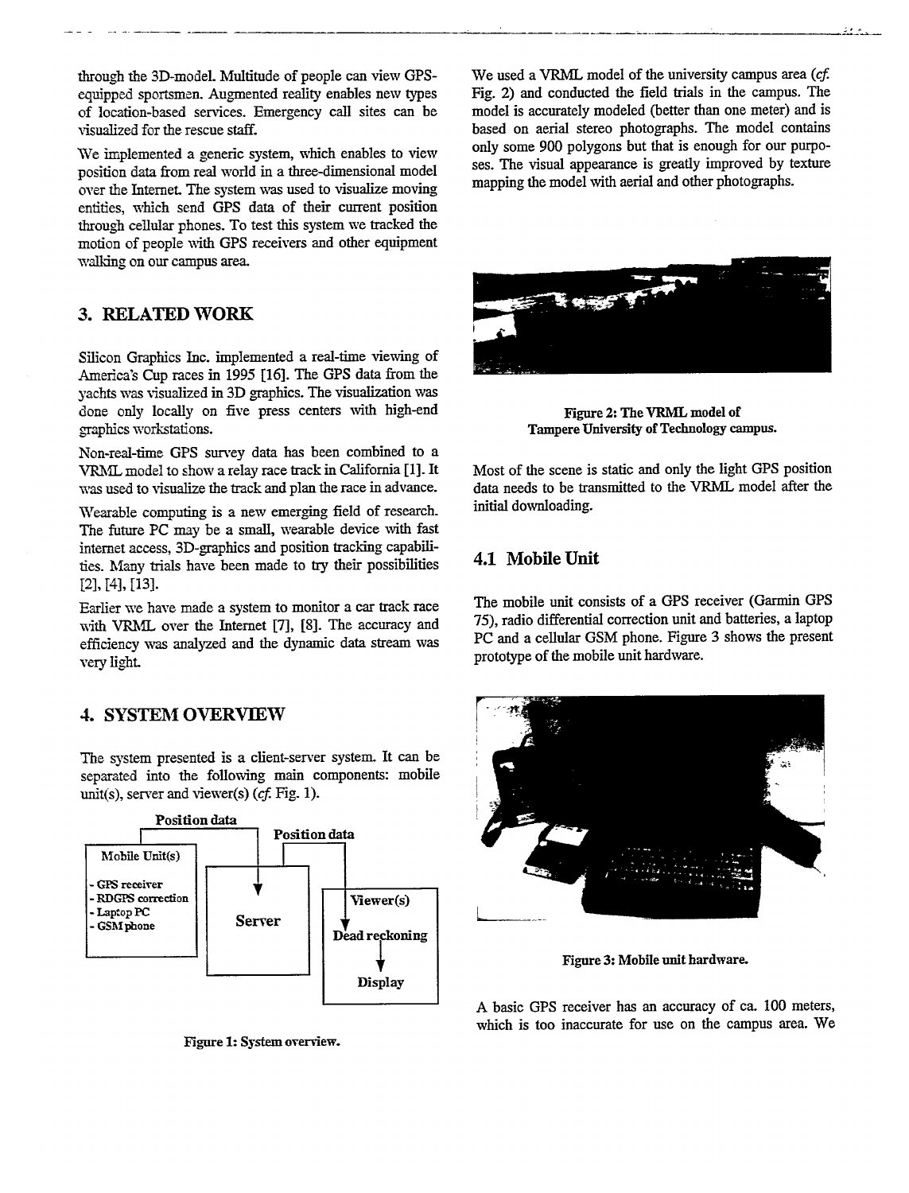through the 3D-model. Multitude of people can view GPS-equipped sportsmen. Augmented reality enables new types of location-based services. Emergency call sites can be visualized for the rescue staff.

We implemented a generic system, which enables to view position data from real world in a three-dimensional model over the Internet. The system was used to visualize moving entities, which send GPS data of their current position through cellular phones. To test this system we tracked the motion of people with GPS receivers and other equipment walking on our campus area.

## 3. RELATED WORK

Silicon Graphics Inc. implemented a real-time viewing of America's Cup races in 1995 [16]. The GPS data from the yachts was visualized in 3D graphics. The visualization was done only locally on five press centers with high-end graphics workstations.

Non-real-time GPS survey data has been combined to a VRML model to show a relay race track in California [1]. It was used to visualize the track and plan the race in advance.

Wearable computing is a new emerging field of research. The future PC may be a small, wearable device with fast internet access, 3D-graphics and position tracking capabilities. Many trials have been made to try their possibilities [2], [4], [13].

Earlier we have made a system to monitor a car track race with VRML over the Internet [7], [8]. The accuracy and efficiency was analyzed and the dynamic data stream was very light.

## 4. SYSTEM OVERVIEW

The system presented is a client-server system. It can be separated into the following main components: mobile unit(s), server and viewer(s) (*cf.* Fig. 1).

Position data

Position data

Mobile Unit(s)

- GPS receiver
- RDGPS correction
- Laptop PC
- GSM phone

Server

Viewer(s)

Dead reckoning

Display

**Figure 1: System overview.**

We used a VRML model of the university campus area (*cf.* Fig. 2) and conducted the field trials in the campus. The model is accurately modeled (better than one meter) and is based on aerial stereo photographs. The model contains only some 900 polygons but that is enough for our purposes. The visual appearance is greatly improved by texture mapping the model with aerial and other photographs.

**Figure 2: The VRML model of Tampere University of Technology campus.**

Most of the scene is static and only the light GPS position data needs to be transmitted to the VRML model after the initial downloading.

### 4.1 Mobile Unit

The mobile unit consists of a GPS receiver (Garmin GPS 75), radio differential correction unit and batteries, a laptop PC and a cellular GSM phone. Figure 3 shows the present prototype of the mobile unit hardware.

**Figure 3: Mobile unit hardware.**

A basic GPS receiver has an accuracy of ca. 100 meters, which is too inaccurate for use on the campus area. We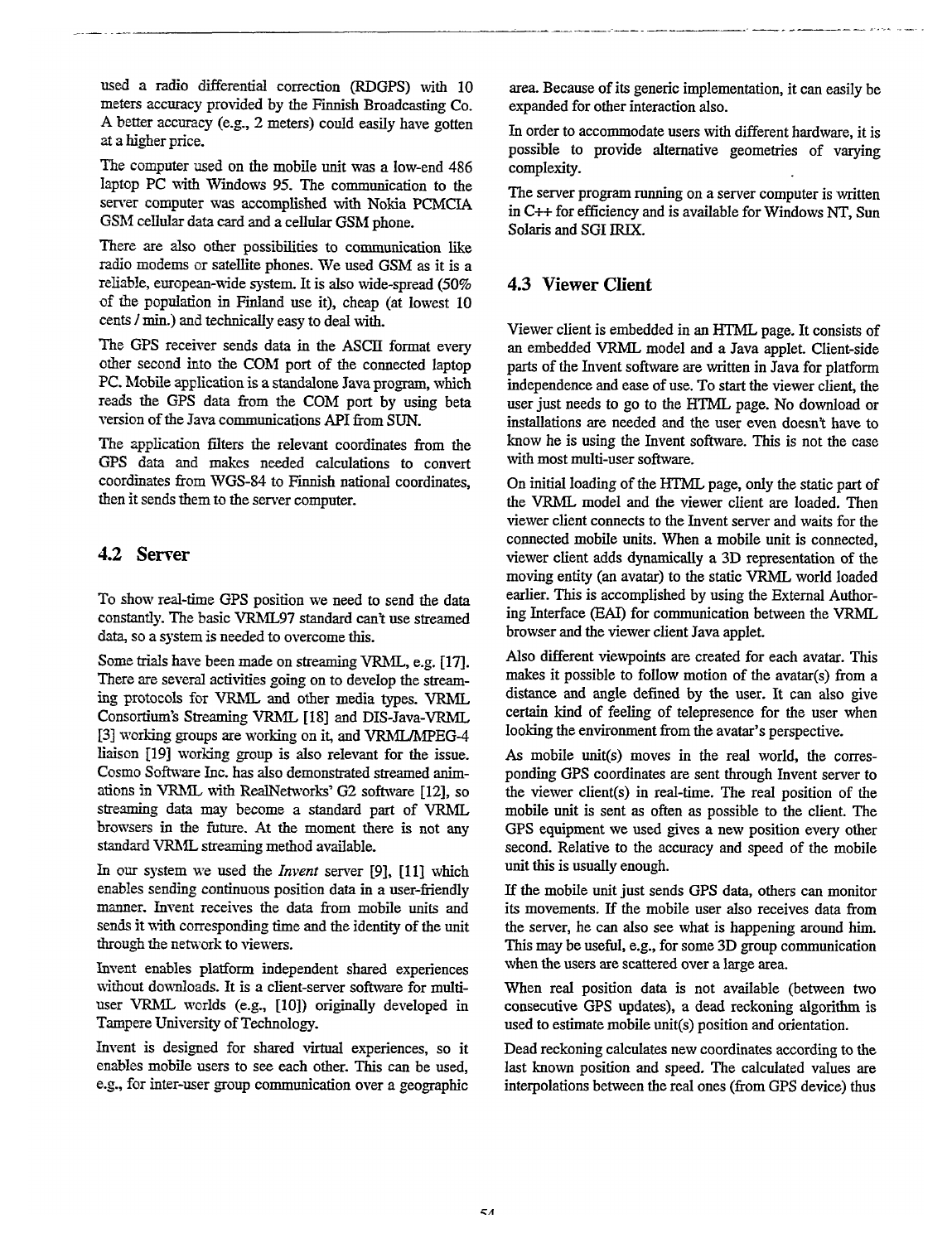used a radio differential correction (RDGPS) with 10 meters accuracy provided by the Finnish Broadcasting Co. A better accuracy (e.g., 2 meters) could easily have gotten at a higher price.

The computer used on the mobile unit was a low-end 486 laptop PC with Windows 95. The communication to the server computer was accomplished with Nokia PCMCIA GSM cellular data card and a cellular GSM phone.

There are also other possibilities to communication like radio modems or satellite phones. We used GSM as it is a reliable, european-wide system. It is also wide-spread (50% of the population in Finland use it), cheap (at lowest 10 cents / min.) and technically easy to deal with.

The GPS receiver sends data in the ASCII format every other second into the COM port of the connected laptop PC. Mobile application is a standalone Java program, which reads the GPS data from the COM port by using beta version of the Java communications API from SUN.

The application filters the relevant coordinates from the GPS data and makes needed calculations to convert coordinates from WGS-84 to Finnish national coordinates, then it sends them to the server computer.

## 4.2 Server

To show real-time GPS position we need to send the data constantly. The basic VRML97 standard can't use streamed data, so a system is needed to overcome this.

Some trials have been made on streaming VRML, e.g. [17]. There are several activities going on to develop the streaming protocols for VRML and other media types. VRML Consortium's Streaming VRML [18] and DIS-Java-VRML [3] working groups are working on it, and VRML/MPEG-4 liaison [19] working group is also relevant for the issue. Cosmo Software Inc. has also demonstrated streamed animations in VRML with RealNetworks' G2 software [12], so streaming data may become a standard part of VRML browsers in the future. At the moment there is not any standard VRML streaming method available.

In our system we used the *Invent* server [9], [11] which enables sending continuous position data in a user-friendly manner. Invent receives the data from mobile units and sends it with corresponding time and the identity of the unit through the network to viewers.

Invent enables platform independent shared experiences without downloads. It is a client-server software for multi-user VRML worlds (e.g., [10]) originally developed in Tampere University of Technology.

Invent is designed for shared virtual experiences, so it enables mobile users to see each other. This can be used, e.g., for inter-user group communication over a geographic area. Because of its generic implementation, it can easily be expanded for other interaction also.

In order to accommodate users with different hardware, it is possible to provide alternative geometries of varying complexity.

The server program running on a server computer is written in C++ for efficiency and is available for Windows NT, Sun Solaris and SGI IRIX.

## 4.3 Viewer Client

Viewer client is embedded in an HTML page. It consists of an embedded VRML model and a Java applet. Client-side parts of the Invent software are written in Java for platform independence and ease of use. To start the viewer client, the user just needs to go to the HTML page. No download or installations are needed and the user even doesn't have to know he is using the Invent software. This is not the case with most multi-user software.

On initial loading of the HTML page, only the static part of the VRML model and the viewer client are loaded. Then viewer client connects to the Invent server and waits for the connected mobile units. When a mobile unit is connected, viewer client adds dynamically a 3D representation of the moving entity (an avatar) to the static VRML world loaded earlier. This is accomplished by using the External Authoring Interface (EAI) for communication between the VRML browser and the viewer client Java applet.

Also different viewpoints are created for each avatar. This makes it possible to follow motion of the avatar(s) from a distance and angle defined by the user. It can also give certain kind of feeling of telepresence for the user when looking the environment from the avatar's perspective.

As mobile unit(s) moves in the real world, the corresponding GPS coordinates are sent through Invent server to the viewer client(s) in real-time. The real position of the mobile unit is sent as often as possible to the client. The GPS equipment we used gives a new position every other second. Relative to the accuracy and speed of the mobile unit this is usually enough.

If the mobile unit just sends GPS data, others can monitor its movements. If the mobile user also receives data from the server, he can also see what is happening around him. This may be useful, e.g., for some 3D group communication when the users are scattered over a large area.

When real position data is not available (between two consecutive GPS updates), a dead reckoning algorithm is used to estimate mobile unit(s) position and orientation.

Dead reckoning calculates new coordinates according to the last known position and speed. The calculated values are interpolations between the real ones (from GPS device) thus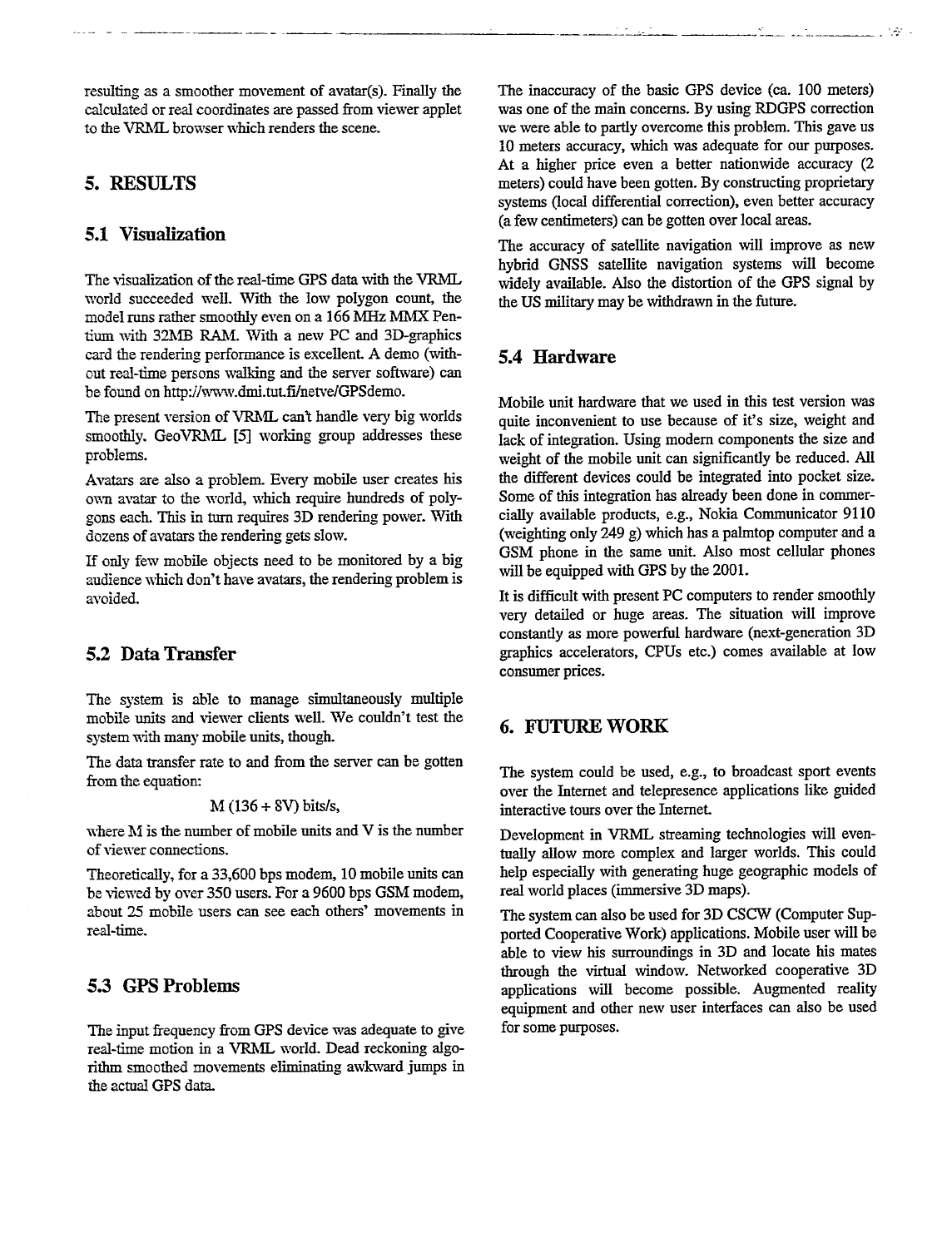resulting as a smoother movement of avatar(s). Finally the calculated or real coordinates are passed from viewer applet to the VRML browser which renders the scene.

# 5. RESULTS

## 5.1 Visualization

The visualization of the real-time GPS data with the VRML world succeeded well. With the low polygon count, the model runs rather smoothly even on a 166 MHz MMX Pentium with 32MB RAM. With a new PC and 3D-graphics card the rendering performance is excellent. A demo (without real-time persons walking and the server software) can be found on http://www.dmi.tut.fi/netve/GPSdemo.

The present version of VRML can't handle very big worlds smoothly. GeoVRML [5] working group addresses these problems.

Avatars are also a problem. Every mobile user creates his own avatar to the world, which require hundreds of polygons each. This in turn requires 3D rendering power. With dozens of avatars the rendering gets slow.

If only few mobile objects need to be monitored by a big audience which don't have avatars, the rendering problem is avoided.

## 5.2 Data Transfer

The system is able to manage simultaneously multiple mobile units and viewer clients well. We couldn't test the system with many mobile units, though.

The data transfer rate to and from the server can be gotten from the equation:

$$M\,(136 + 8V)\ \text{bits/s},$$

where M is the number of mobile units and V is the number of viewer connections.

Theoretically, for a 33,600 bps modem, 10 mobile units can be viewed by over 350 users. For a 9600 bps GSM modem, about 25 mobile users can see each others' movements in real-time.

## 5.3 GPS Problems

The input frequency from GPS device was adequate to give real-time motion in a VRML world. Dead reckoning algorithm smoothed movements eliminating awkward jumps in the actual GPS data.

The inaccuracy of the basic GPS device (ca. 100 meters) was one of the main concerns. By using RDGPS correction we were able to partly overcome this problem. This gave us 10 meters accuracy, which was adequate for our purposes. At a higher price even a better nationwide accuracy (2 meters) could have been gotten. By constructing proprietary systems (local differential correction), even better accuracy (a few centimeters) can be gotten over local areas.

The accuracy of satellite navigation will improve as new hybrid GNSS satellite navigation systems will become widely available. Also the distortion of the GPS signal by the US military may be withdrawn in the future.

## 5.4 Hardware

Mobile unit hardware that we used in this test version was quite inconvenient to use because of it's size, weight and lack of integration. Using modern components the size and weight of the mobile unit can significantly be reduced. All the different devices could be integrated into pocket size. Some of this integration has already been done in commercially available products, e.g., Nokia Communicator 9110 (weighting only 249 g) which has a palmtop computer and a GSM phone in the same unit. Also most cellular phones will be equipped with GPS by the 2001.

It is difficult with present PC computers to render smoothly very detailed or huge areas. The situation will improve constantly as more powerful hardware (next-generation 3D graphics accelerators, CPUs etc.) comes available at low consumer prices.

# 6. FUTURE WORK

The system could be used, e.g., to broadcast sport events over the Internet and telepresence applications like guided interactive tours over the Internet.

Development in VRML streaming technologies will eventually allow more complex and larger worlds. This could help especially with generating huge geographic models of real world places (immersive 3D maps).

The system can also be used for 3D CSCW (Computer Supported Cooperative Work) applications. Mobile user will be able to view his surroundings in 3D and locate his mates through the virtual window. Networked cooperative 3D applications will become possible. Augmented reality equipment and other new user interfaces can also be used for some purposes.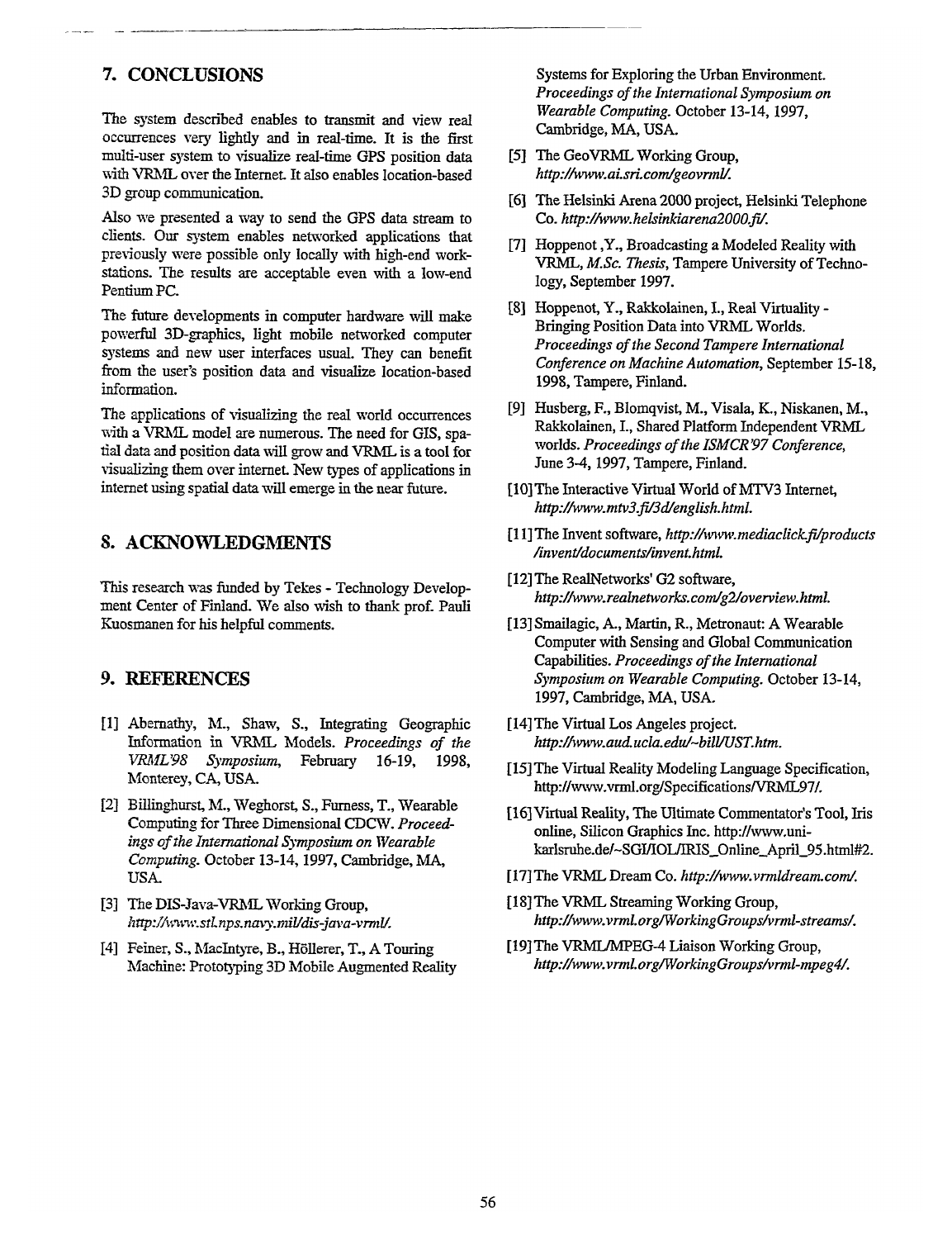## 7. CONCLUSIONS

The system described enables to transmit and view real occurrences very lightly and in real-time. It is the first multi-user system to visualize real-time GPS position data with VRML over the Internet. It also enables location-based 3D group communication.

Also we presented a way to send the GPS data stream to clients. Our system enables networked applications that previously were possible only locally with high-end workstations. The results are acceptable even with a low-end Pentium PC.

The future developments in computer hardware will make powerful 3D-graphics, light mobile networked computer systems and new user interfaces usual. They can benefit from the user's position data and visualize location-based information.

The applications of visualizing the real world occurrences with a VRML model are numerous. The need for GIS, spatial data and position data will grow and VRML is a tool for visualizing them over internet. New types of applications in internet using spatial data will emerge in the near future.

## 8. ACKNOWLEDGMENTS

This research was funded by Tekes - Technology Development Center of Finland. We also wish to thank prof. Pauli Kuosmanen for his helpful comments.

## 9. REFERENCES

[1] Abernathy, M., Shaw, S., Integrating Geographic Information in VRML Models. *Proceedings of the VRML'98 Symposium*, February 16-19, 1998, Monterey, CA, USA.

[2] Billinghurst, M., Weghorst, S., Furness, T., Wearable Computing for Three Dimensional CDCW. *Proceedings of the International Symposium on Wearable Computing.* October 13-14, 1997, Cambridge, MA, USA.

[3] The DIS-Java-VRML Working Group, *http://www.stl.nps.navy.mil/dis-java-vrml/.*

[4] Feiner, S., MacIntyre, B., Höllerer, T., A Touring Machine: Prototyping 3D Mobile Augmented Reality Systems for Exploring the Urban Environment. *Proceedings of the International Symposium on Wearable Computing.* October 13-14, 1997, Cambridge, MA, USA.

[5] The GeoVRML Working Group, *http://www.ai.sri.com/geovrml/.*

[6] The Helsinki Arena 2000 project, Helsinki Telephone Co. *http://www.helsinkiarena2000.fi/.*

[7] Hoppenot ,Y., Broadcasting a Modeled Reality with VRML, *M.Sc. Thesis*, Tampere University of Technology, September 1997.

[8] Hoppenot, Y., Rakkolainen, I., Real Virtuality - Bringing Position Data into VRML Worlds. *Proceedings of the Second Tampere International Conference on Machine Automation*, September 15-18, 1998, Tampere, Finland.

[9] Husberg, F., Blomqvist, M., Visala, K., Niskanen, M., Rakkolainen, I., Shared Platform Independent VRML worlds. *Proceedings of the ISMCR'97 Conference*, June 3-4, 1997, Tampere, Finland.

[10] The Interactive Virtual World of MTV3 Internet, *http://www.mtv3.fi/3d/english.html.*

[11] The Invent software, *http://www.mediaclick.fi/products/invent/documents/invent.html.*

[12] The RealNetworks' G2 software, *http://www.realnetworks.com/g2/overview.html.*

[13] Smailagic, A., Martin, R., Metronaut: A Wearable Computer with Sensing and Global Communication Capabilities. *Proceedings of the International Symposium on Wearable Computing.* October 13-14, 1997, Cambridge, MA, USA.

[14] The Virtual Los Angeles project. *http://www.aud.ucla.edu/~bill/UST.htm.*

[15] The Virtual Reality Modeling Language Specification, http://www.vrml.org/Specifications/VRML97/.

[16] Virtual Reality, The Ultimate Commentator's Tool, Iris online, Silicon Graphics Inc. http://www.uni-karlsruhe.de/~SGI/IOL/IRIS_Online_April_95.html#2.

[17] The VRML Dream Co. *http://www.vrmldream.com/.*

[18] The VRML Streaming Working Group, *http://www.vrml.org/WorkingGroups/vrml-streams/.*

[19] The VRML/MPEG-4 Liaison Working Group, *http://www.vrml.org/WorkingGroups/vrml-mpeg4/.*